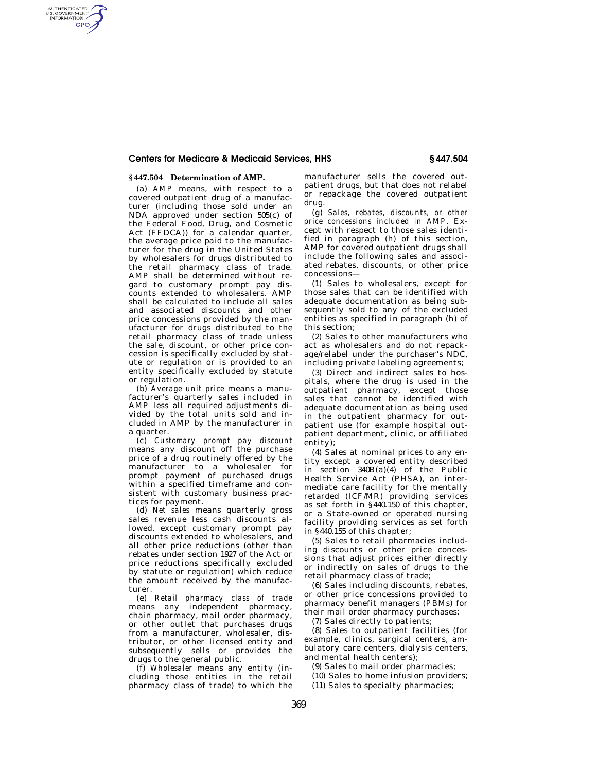## § 447.504 Determination of AMP.

(a) *AMP* means, with respect to a covered outpatient drug of a manufacturer (including those sold under an NDA approved under section 505(c) of the Federal Food, Drug, and Cosmetic Act (FFDCA)) for a calendar quarter, the average price paid to the manufacturer for the drug in the United States by wholesalers for drugs distributed to the retail pharmacy class of trade. AMP shall be determined without regard to customary prompt pay discounts extended to wholesalers. AMP shall be calculated to include all sales and associated discounts and other price concessions provided by the manufacturer for drugs distributed to the retail pharmacy class of trade unless the sale, discount, or other price concession is specifically excluded by statute or regulation or is provided to an entity specifically excluded by statute or regulation.

(b) *Average unit price* means a manufacturer's quarterly sales included in AMP less all required adjustments divided by the total units sold and included in AMP by the manufacturer in a quarter.

(c) *Customary prompt pay discount* means any discount off the purchase price of a drug routinely offered by the manufacturer to a wholesaler for prompt payment of purchased drugs within a specified timeframe and consistent with customary business practices for payment.

(d) *Net sales* means quarterly gross sales revenue less cash discounts allowed, except customary prompt pay discounts extended to wholesalers, and all other price reductions (other than rebates under section 1927 of the Act or price reductions specifically excluded by statute or regulation) which reduce the amount received by the manufacturer.

(e) *Retail pharmacy class of trade* means any independent pharmacy, chain pharmacy, mail order pharmacy, or other outlet that purchases drugs from a manufacturer, wholesaler, distributor, or other licensed entity and subsequently sells or provides the drugs to the general public.

(f) *Wholesaler* means any entity (including those entities in the retail pharmacy class of trade) to which the manufacturer sells the covered outpatient drugs, but that does not relabel or repackage the covered outpatient drug.

(g) *Sales, rebates, discounts, or other price concessions included in AMP.* Except with respect to those sales identified in paragraph (h) of this section, AMP for covered outpatient drugs shall include the following sales and associated rebates, discounts, or other price concessions—

(1) Sales to wholesalers, except for those sales that can be identified with adequate documentation as being subsequently sold to any of the excluded entities as specified in paragraph (h) of this section;

(2) Sales to other manufacturers who act as wholesalers and do not repackage/relabel under the purchaser's NDC, including private labeling agreements;

(3) Direct and indirect sales to hospitals, where the drug is used in the outpatient pharmacy, except those sales that cannot be identified with adequate documentation as being used in the outpatient pharmacy for outpatient use (for example hospital outpatient department, clinic, or affiliated entity);

(4) Sales at nominal prices to any entity except a covered entity described in section 340B(a)(4) of the Public Health Service Act (PHSA), an intermediate care facility for the mentally retarded (ICF/MR) providing services as set forth in § 440.150 of this chapter, or a State-owned or operated nursing facility providing services as set forth in § 440.155 of this chapter;

(5) Sales to retail pharmacies including discounts or other price concessions that adjust prices either directly or indirectly on sales of drugs to the retail pharmacy class of trade;

(6) Sales including discounts, rebates, or other price concessions provided to pharmacy benefit managers (PBMs) for their mail order pharmacy purchases;

(7) Sales directly to patients;

(8) Sales to outpatient facilities (for example, clinics, surgical centers, ambulatory care centers, dialysis centers, and mental health centers);

(9) Sales to mail order pharmacies;

(10) Sales to home infusion providers;

(11) Sales to specialty pharmacies;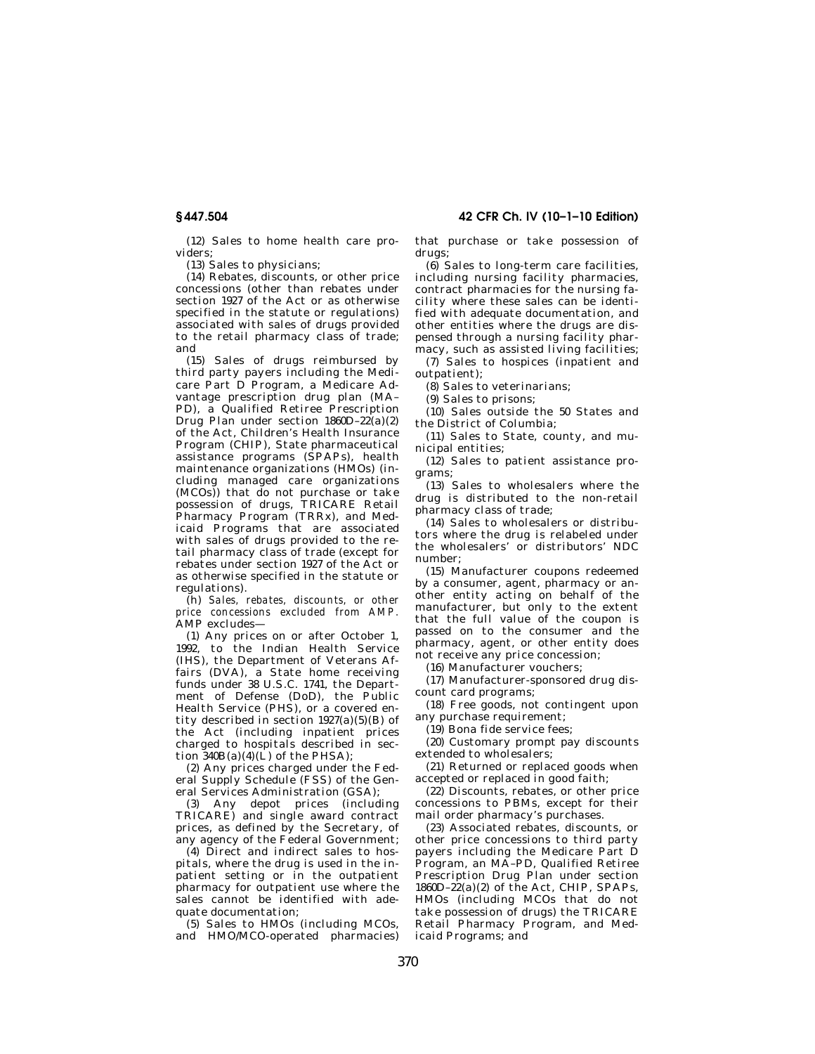(12) Sales to home health care providers;

(13) Sales to physicians;

(14) Rebates, discounts, or other price concessions (other than rebates under section 1927 of the Act or as otherwise specified in the statute or regulations) associated with sales of drugs provided to the retail pharmacy class of trade; and

(15) Sales of drugs reimbursed by third party payers including the Medicare Part D Program, a Medicare Advantage prescription drug plan (MA–PD), a Qualified Retiree Prescription Drug Plan under section 1860D–22(a)(2) of the Act, Children's Health Insurance Program (CHIP), State pharmaceutical assistance programs (SPAPs), health maintenance organizations (HMOs) (including managed care organizations (MCOs)) that do not purchase or take possession of drugs, TRICARE Retail Pharmacy Program (TRRx), and Medicaid Programs that are associated with sales of drugs provided to the retail pharmacy class of trade (except for rebates under section 1927 of the Act or as otherwise specified in the statute or regulations).

(h) *Sales, rebates, discounts, or other price concessions excluded from AMP.* AMP excludes—

(1) Any prices on or after October 1, 1992, to the Indian Health Service (IHS), the Department of Veterans Affairs (DVA), a State home receiving funds under 38 U.S.C. 1741, the Department of Defense (DoD), the Public Health Service (PHS), or a covered entity described in section 1927(a)(5)(B) of the Act (including inpatient prices charged to hospitals described in section 340B(a)(4)(L) of the PHSA);

(2) Any prices charged under the Federal Supply Schedule (FSS) of the General Services Administration (GSA);

(3) Any depot prices (including TRICARE) and single award contract prices, as defined by the Secretary, of any agency of the Federal Government;

(4) Direct and indirect sales to hospitals, where the drug is used in the inpatient setting or in the outpatient pharmacy for outpatient use where the sales cannot be identified with adequate documentation;

(5) Sales to HMOs (including MCOs, and HMO/MCO-operated pharmacies) that purchase or take possession of drugs;

(6) Sales to long-term care facilities, including nursing facility pharmacies, contract pharmacies for the nursing facility where these sales can be identified with adequate documentation, and other entities where the drugs are dispensed through a nursing facility pharmacy, such as assisted living facilities;

(7) Sales to hospices (inpatient and outpatient);

(8) Sales to veterinarians;

(9) Sales to prisons;

(10) Sales outside the 50 States and the District of Columbia;

(11) Sales to State, county, and municipal entities;

(12) Sales to patient assistance programs;

(13) Sales to wholesalers where the drug is distributed to the non-retail pharmacy class of trade;

(14) Sales to wholesalers or distributors where the drug is relabeled under the wholesalers' or distributors' NDC number;

(15) Manufacturer coupons redeemed by a consumer, agent, pharmacy or another entity acting on behalf of the manufacturer, but only to the extent that the full value of the coupon is passed on to the consumer and the pharmacy, agent, or other entity does not receive any price concession;

(16) Manufacturer vouchers;

(17) Manufacturer-sponsored drug discount card programs;

(18) Free goods, not contingent upon any purchase requirement;

(19) Bona fide service fees;

(20) Customary prompt pay discounts extended to wholesalers;

(21) Returned or replaced goods when accepted or replaced in good faith;

(22) Discounts, rebates, or other price concessions to PBMs, except for their mail order pharmacy's purchases.

(23) Associated rebates, discounts, or other price concessions to third party payers including the Medicare Part D Program, an MA–PD, Qualified Retiree Prescription Drug Plan under section 1860D–22(a)(2) of the Act, CHIP, SPAPs, HMOs (including MCOs that do not take possession of drugs) the TRICARE Retail Pharmacy Program, and Medicaid Programs; and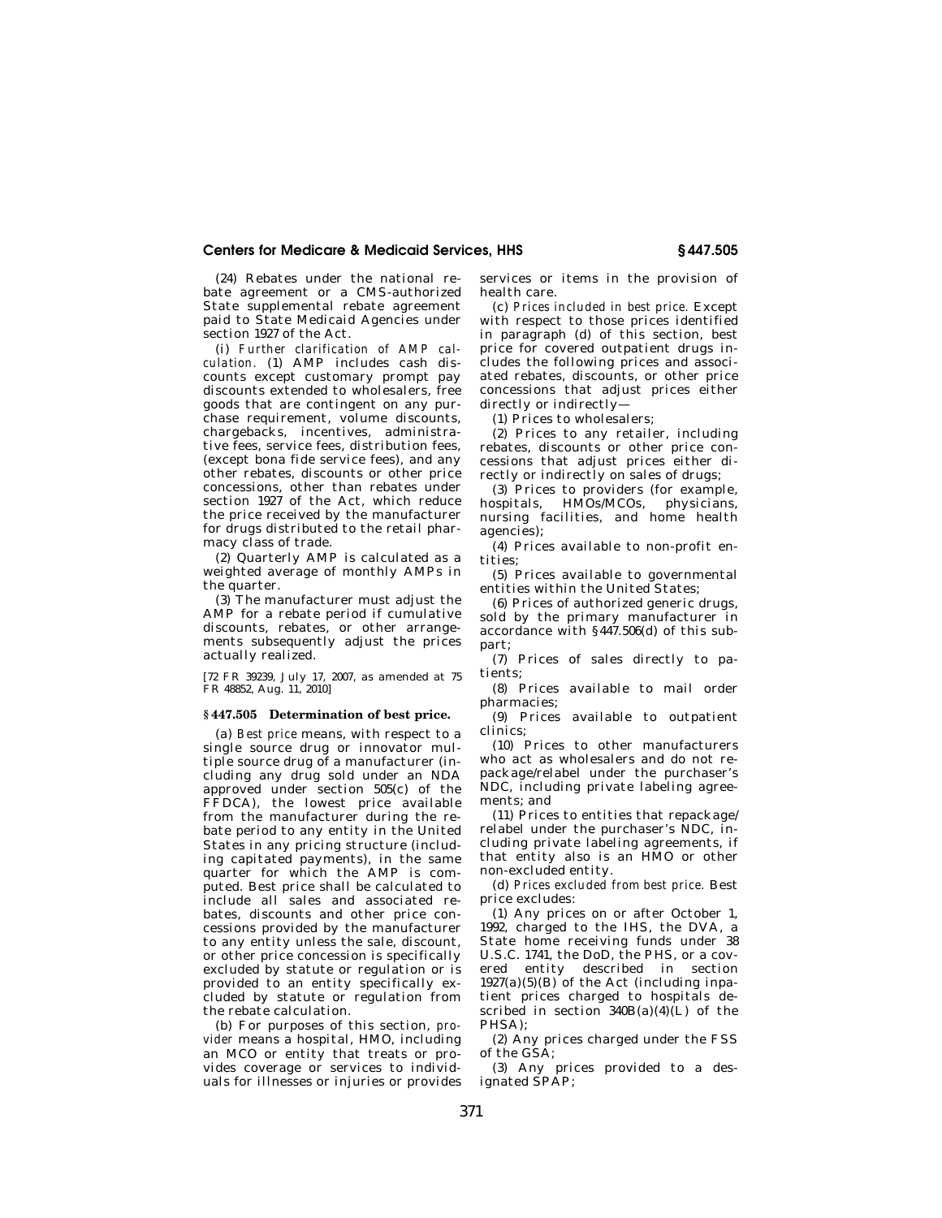(24) Rebates under the national rebate agreement or a CMS-authorized State supplemental rebate agreement paid to State Medicaid Agencies under section 1927 of the Act.

(i) *Further clarification of AMP calculation.* (1) AMP includes cash discounts except customary prompt pay discounts extended to wholesalers, free goods that are contingent on any purchase requirement, volume discounts, chargebacks, incentives, administrative fees, service fees, distribution fees, (except bona fide service fees), and any other rebates, discounts or other price concessions, other than rebates under section 1927 of the Act, which reduce the price received by the manufacturer for drugs distributed to the retail pharmacy class of trade.

(2) Quarterly AMP is calculated as a weighted average of monthly AMPs in the quarter.

(3) The manufacturer must adjust the AMP for a rebate period if cumulative discounts, rebates, or other arrangements subsequently adjust the prices actually realized.

[72 FR 39239, July 17, 2007, as amended at 75 FR 48852, Aug. 11, 2010]

## § 447.505 Determination of best price.

(a) *Best price* means, with respect to a single source drug or innovator multiple source drug of a manufacturer (including any drug sold under an NDA approved under section 505(c) of the FFDCA), the lowest price available from the manufacturer during the rebate period to any entity in the United States in any pricing structure (including capitated payments), in the same quarter for which the AMP is computed. Best price shall be calculated to include all sales and associated rebates, discounts and other price concessions provided by the manufacturer to any entity unless the sale, discount, or other price concession is specifically excluded by statute or regulation or is provided to an entity specifically excluded by statute or regulation from the rebate calculation.

(b) For purposes of this section, *provider* means a hospital, HMO, including an MCO or entity that treats or provides coverage or services to individuals for illnesses or injuries or provides services or items in the provision of health care.

(c) *Prices included in best price.* Except with respect to those prices identified in paragraph (d) of this section, best price for covered outpatient drugs includes the following prices and associated rebates, discounts, or other price concessions that adjust prices either directly or indirectly—

(1) Prices to wholesalers;

(2) Prices to any retailer, including rebates, discounts or other price concessions that adjust prices either directly or indirectly on sales of drugs;

(3) Prices to providers (for example, hospitals, HMOs/MCOs, physicians, nursing facilities, and home health agencies);

(4) Prices available to non-profit entities;

(5) Prices available to governmental entities within the United States;

(6) Prices of authorized generic drugs, sold by the primary manufacturer in accordance with § 447.506(d) of this subpart;

(7) Prices of sales directly to patients;

(8) Prices available to mail order pharmacies;

(9) Prices available to outpatient clinics;

(10) Prices to other manufacturers who act as wholesalers and do not repackage/relabel under the purchaser's NDC, including private labeling agreements; and

(11) Prices to entities that repackage/relabel under the purchaser's NDC, including private labeling agreements, if that entity also is an HMO or other non-excluded entity.

(d) *Prices excluded from best price.* Best price excludes:

(1) Any prices on or after October 1, 1992, charged to the IHS, the DVA, a State home receiving funds under 38 U.S.C. 1741, the DoD, the PHS, or a covered entity described in section 1927(a)(5)(B) of the Act (including inpatient prices charged to hospitals described in section 340B(a)(4)(L) of the PHSA);

(2) Any prices charged under the FSS of the GSA;

(3) Any prices provided to a designated SPAP;